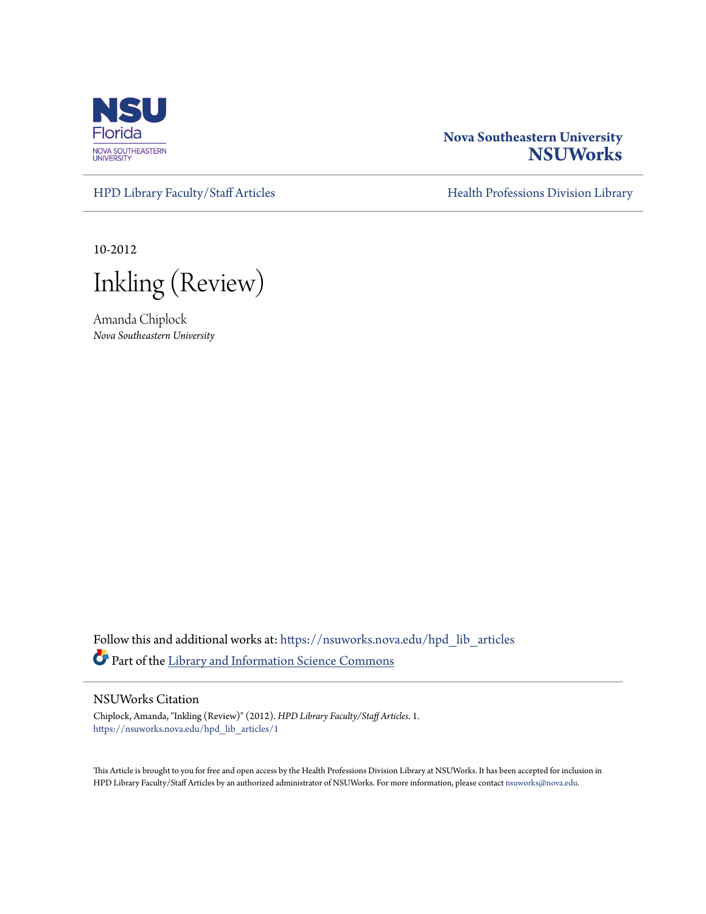Nova Southeastern University
**NSUWorks**

HPD Library Faculty/Staff Articles

Health Professions Division Library

10-2012

# Inkling (Review)

Amanda Chiplock
*Nova Southeastern University*

Follow this and additional works at: https://nsuworks.nova.edu/hpd_lib_articles

Part of the Library and Information Science Commons

## NSUWorks Citation

Chiplock, Amanda, "Inkling (Review)" (2012). *HPD Library Faculty/Staff Articles*. 1.
https://nsuworks.nova.edu/hpd_lib_articles/1

This Article is brought to you for free and open access by the Health Professions Division Library at NSUWorks. It has been accepted for inclusion in HPD Library Faculty/Staff Articles by an authorized administrator of NSUWorks. For more information, please contact nsuworks@nova.edu.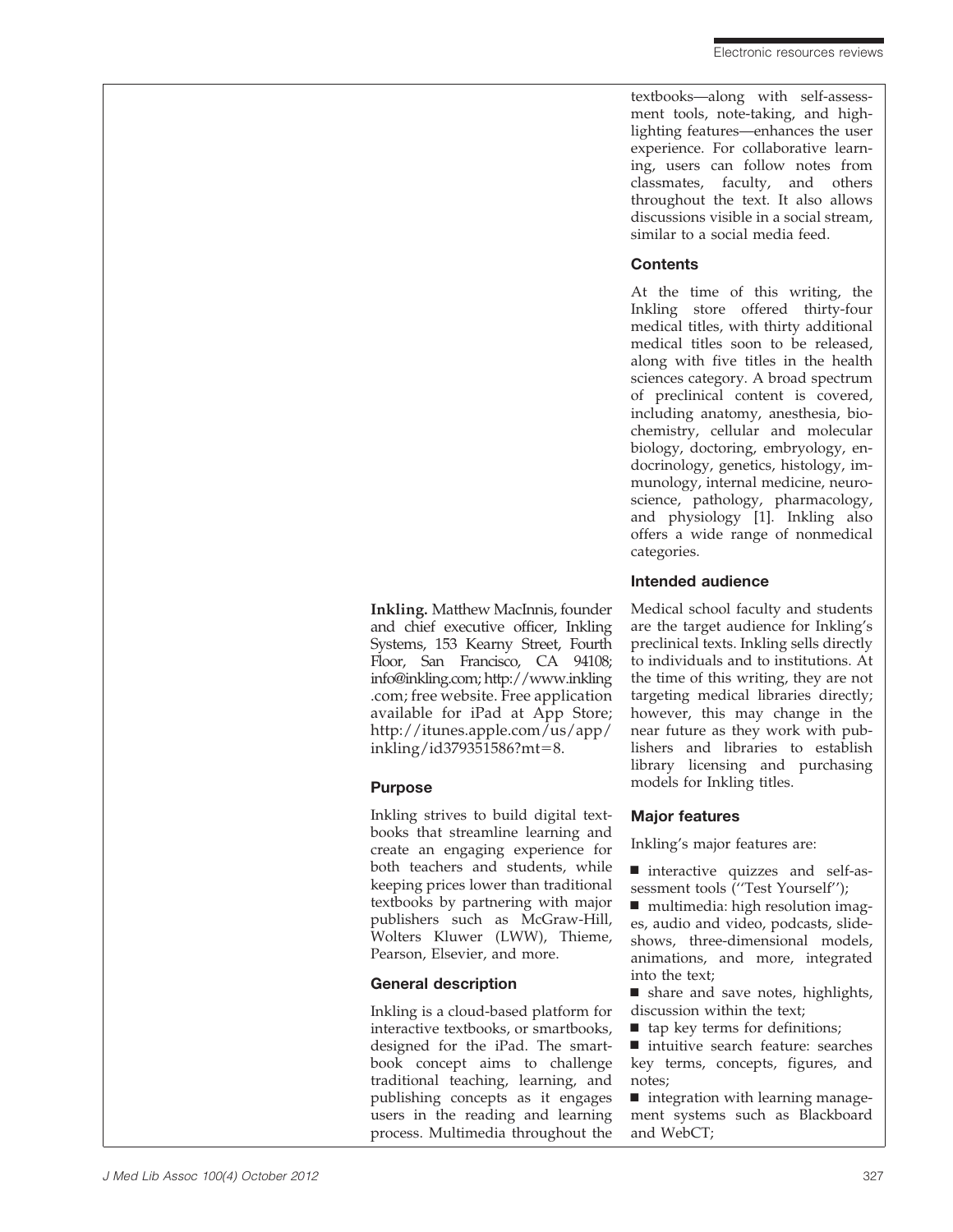**Inkling.** Matthew MacInnis, founder and chief executive officer, Inkling Systems, 153 Kearny Street, Fourth Floor, San Francisco, CA 94108; info@inkling.com; http://www.inkling.com; free website. Free application available for iPad at App Store; http://itunes.apple.com/us/app/inkling/id379351586?mt=8.

### Purpose

Inkling strives to build digital textbooks that streamline learning and create an engaging experience for both teachers and students, while keeping prices lower than traditional textbooks by partnering with major publishers such as McGraw-Hill, Wolters Kluwer (LWW), Thieme, Pearson, Elsevier, and more.

### General description

Inkling is a cloud-based platform for interactive textbooks, or smartbooks, designed for the iPad. The smartbook concept aims to challenge traditional teaching, learning, and publishing concepts as it engages users in the reading and learning process. Multimedia throughout the textbooks—along with self-assessment tools, note-taking, and highlighting features—enhances the user experience. For collaborative learning, users can follow notes from classmates, faculty, and others throughout the text. It also allows discussions visible in a social stream, similar to a social media feed.

### Contents

At the time of this writing, the Inkling store offered thirty-four medical titles, with thirty additional medical titles soon to be released, along with five titles in the health sciences category. A broad spectrum of preclinical content is covered, including anatomy, anesthesia, biochemistry, cellular and molecular biology, doctoring, embryology, endocrinology, genetics, histology, immunology, internal medicine, neuroscience, pathology, pharmacology, and physiology [1]. Inkling also offers a wide range of nonmedical categories.

### Intended audience

Medical school faculty and students are the target audience for Inkling's preclinical texts. Inkling sells directly to individuals and to institutions. At the time of this writing, they are not targeting medical libraries directly; however, this may change in the near future as they work with publishers and libraries to establish library licensing and purchasing models for Inkling titles.

### Major features

Inkling's major features are:

- interactive quizzes and self-assessment tools (''Test Yourself'');
- multimedia: high resolution images, audio and video, podcasts, slideshows, three-dimensional models, animations, and more, integrated into the text;
- share and save notes, highlights, discussion within the text;
- tap key terms for definitions;
- intuitive search feature: searches key terms, concepts, figures, and notes;
- integration with learning management systems such as Blackboard and WebCT;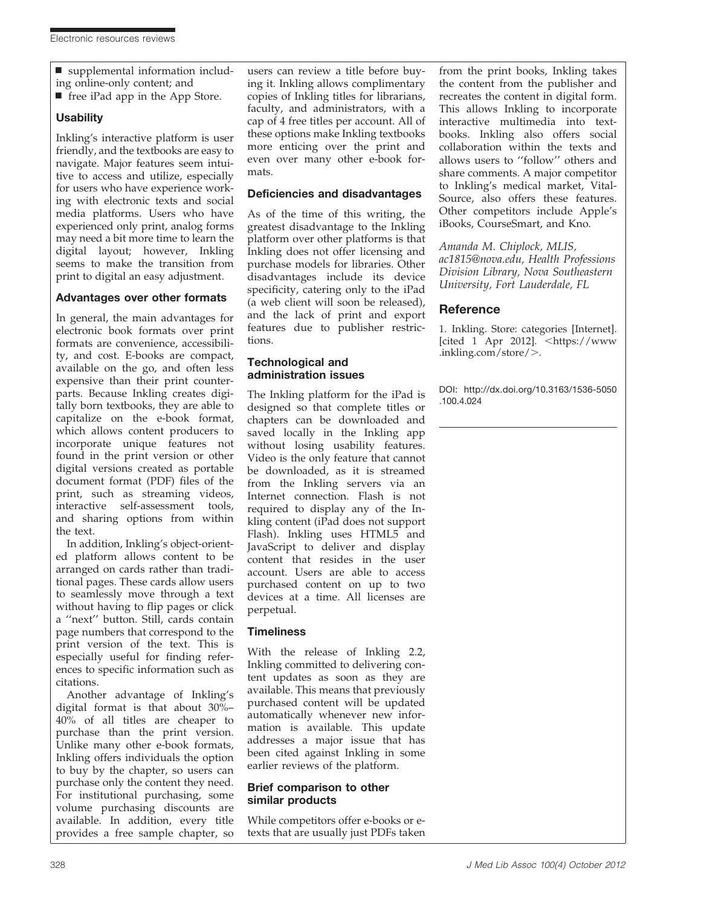- supplemental information including online-only content; and
- free iPad app in the App Store.

## Usability

Inkling's interactive platform is user friendly, and the textbooks are easy to navigate. Major features seem intuitive to access and utilize, especially for users who have experience working with electronic texts and social media platforms. Users who have experienced only print, analog forms may need a bit more time to learn the digital layout; however, Inkling seems to make the transition from print to digital an easy adjustment.

## Advantages over other formats

In general, the main advantages for electronic book formats over print formats are convenience, accessibility, and cost. E-books are compact, available on the go, and often less expensive than their print counterparts. Because Inkling creates digitally born textbooks, they are able to capitalize on the e-book format, which allows content producers to incorporate unique features not found in the print version or other digital versions created as portable document format (PDF) files of the print, such as streaming videos, interactive self-assessment tools, and sharing options from within the text.

In addition, Inkling's object-oriented platform allows content to be arranged on cards rather than traditional pages. These cards allow users to seamlessly move through a text without having to flip pages or click a ''next'' button. Still, cards contain page numbers that correspond to the print version of the text. This is especially useful for finding references to specific information such as citations.

Another advantage of Inkling's digital format is that about 30%–40% of all titles are cheaper to purchase than the print version. Unlike many other e-book formats, Inkling offers individuals the option to buy by the chapter, so users can purchase only the content they need. For institutional purchasing, some volume purchasing discounts are available. In addition, every title provides a free sample chapter, so users can review a title before buying it. Inkling allows complimentary copies of Inkling titles for librarians, faculty, and administrators, with a cap of 4 free titles per account. All of these options make Inkling textbooks more enticing over the print and even over many other e-book formats.

## Deficiencies and disadvantages

As of the time of this writing, the greatest disadvantage to the Inkling platform over other platforms is that Inkling does not offer licensing and purchase models for libraries. Other disadvantages include its device specificity, catering only to the iPad (a web client will soon be released), and the lack of print and export features due to publisher restrictions.

## Technological and administration issues

The Inkling platform for the iPad is designed so that complete titles or chapters can be downloaded and saved locally in the Inkling app without losing usability features. Video is the only feature that cannot be downloaded, as it is streamed from the Inkling servers via an Internet connection. Flash is not required to display any of the Inkling content (iPad does not support Flash). Inkling uses HTML5 and JavaScript to deliver and display content that resides in the user account. Users are able to access purchased content on up to two devices at a time. All licenses are perpetual.

## Timeliness

With the release of Inkling 2.2, Inkling committed to delivering content updates as soon as they are available. This means that previously purchased content will be updated automatically whenever new information is available. This update addresses a major issue that has been cited against Inkling in some earlier reviews of the platform.

## Brief comparison to other similar products

While competitors offer e-books or e-texts that are usually just PDFs taken from the print books, Inkling takes the content from the publisher and recreates the content in digital form. This allows Inkling to incorporate interactive multimedia into textbooks. Inkling also offers social collaboration within the texts and allows users to ''follow'' others and share comments. A major competitor to Inkling's medical market, VitalSource, also offers these features. Other competitors include Apple's iBooks, CourseSmart, and Kno.

*Amanda M. Chiplock, MLIS, ac1815@nova.edu, Health Professions Division Library, Nova Southeastern University, Fort Lauderdale, FL*

## Reference

1. Inkling. Store: categories [Internet]. [cited 1 Apr 2012]. <https://www.inkling.com/store/>.

DOI: http://dx.doi.org/10.3163/1536-5050.100.4.024